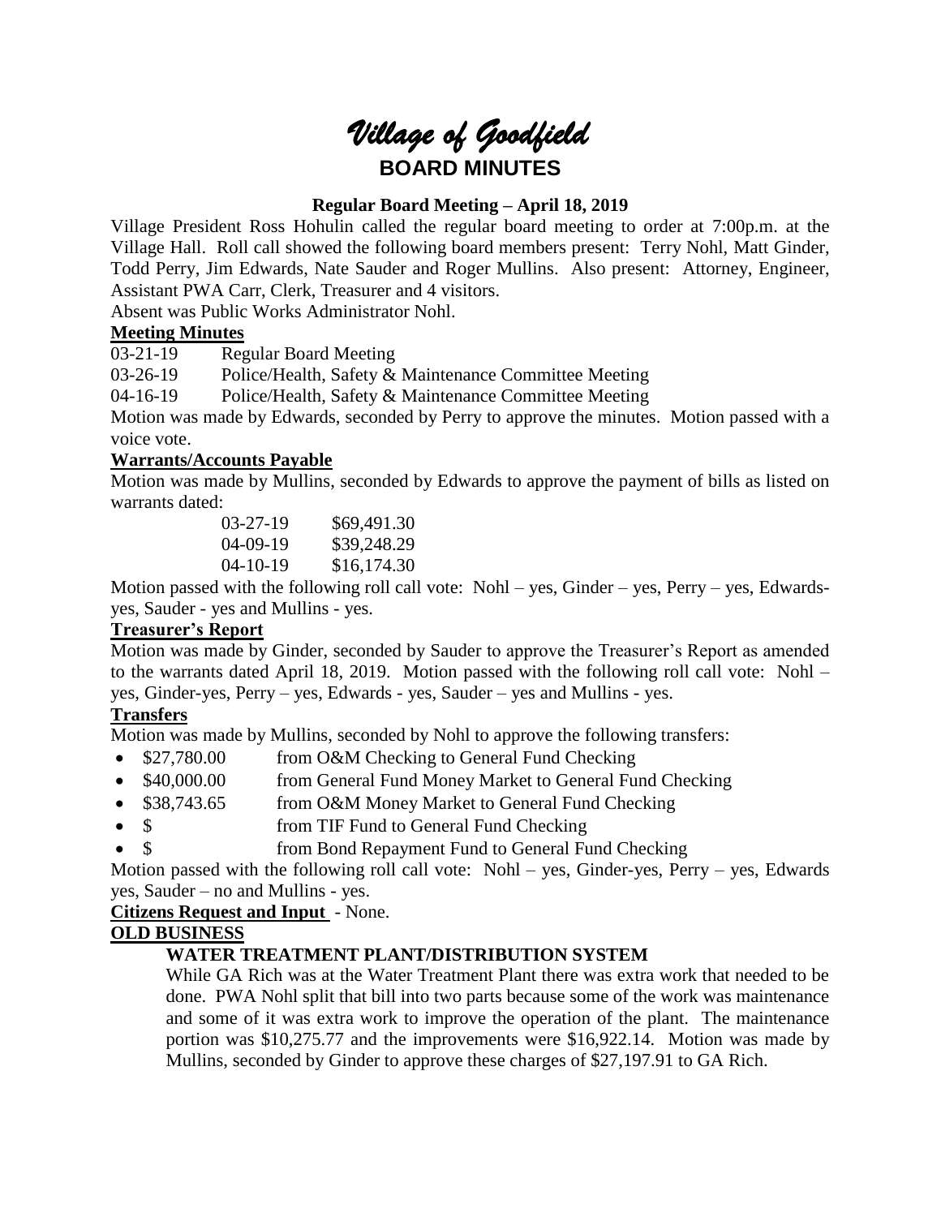# *Village of Goodfield*

## BOARD MINUTES

### Regular Board Meeting – April 18, 2019

Village President Ross Hohulin called the regular board meeting to order at 7:00p.m. at the Village Hall. Roll call showed the following board members present: Terry Nohl, Matt Ginder, Todd Perry, Jim Edwards, Nate Sauder and Roger Mullins. Also present: Attorney, Engineer, Assistant PWA Carr, Clerk, Treasurer and 4 visitors.

Absent was Public Works Administrator Nohl.

**Meeting Minutes**

03-21-19 Regular Board Meeting

03-26-19 Police/Health, Safety & Maintenance Committee Meeting

04-16-19 Police/Health, Safety & Maintenance Committee Meeting

Motion was made by Edwards, seconded by Perry to approve the minutes. Motion passed with a voice vote.

**Warrants/Accounts Payable**

Motion was made by Mullins, seconded by Edwards to approve the payment of bills as listed on warrants dated:

| | |
|---|---|
| 03-27-19 | \$69,491.30 |
| 04-09-19 | \$39,248.29 |
| 04-10-19 | \$16,174.30 |

Motion passed with the following roll call vote: Nohl – yes, Ginder – yes, Perry – yes, Edwards-yes, Sauder - yes and Mullins - yes.

**Treasurer's Report**

Motion was made by Ginder, seconded by Sauder to approve the Treasurer's Report as amended to the warrants dated April 18, 2019. Motion passed with the following roll call vote: Nohl – yes, Ginder-yes, Perry – yes, Edwards - yes, Sauder – yes and Mullins - yes.

**Transfers**

Motion was made by Mullins, seconded by Nohl to approve the following transfers:

- \$27,780.00 from O&M Checking to General Fund Checking
- \$40,000.00 from General Fund Money Market to General Fund Checking
- \$38,743.65 from O&M Money Market to General Fund Checking
- \$ from TIF Fund to General Fund Checking
- \$ from Bond Repayment Fund to General Fund Checking

Motion passed with the following roll call vote: Nohl – yes, Ginder-yes, Perry – yes, Edwards yes, Sauder – no and Mullins - yes.

**Citizens Request and Input** - None.

**OLD BUSINESS**

**WATER TREATMENT PLANT/DISTRIBUTION SYSTEM**

While GA Rich was at the Water Treatment Plant there was extra work that needed to be done. PWA Nohl split that bill into two parts because some of the work was maintenance and some of it was extra work to improve the operation of the plant. The maintenance portion was \$10,275.77 and the improvements were \$16,922.14. Motion was made by Mullins, seconded by Ginder to approve these charges of \$27,197.91 to GA Rich.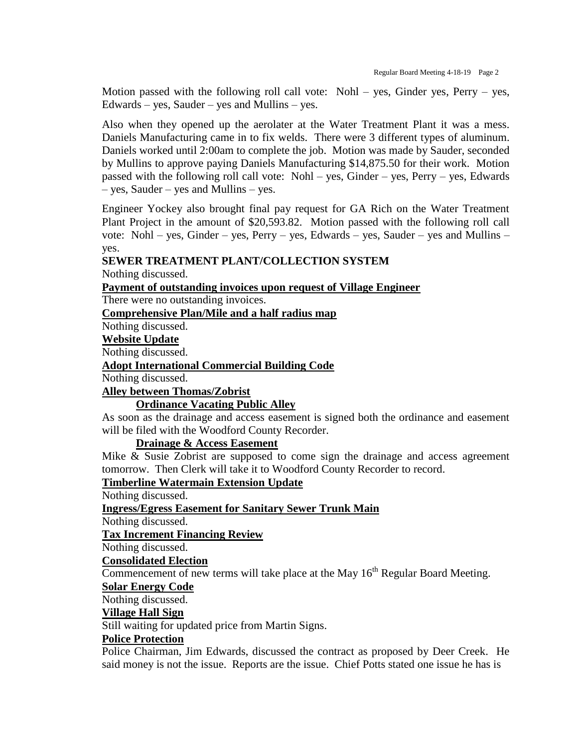Motion passed with the following roll call vote: Nohl – yes, Ginder yes, Perry – yes, Edwards – yes, Sauder – yes and Mullins – yes.

Also when they opened up the aerolater at the Water Treatment Plant it was a mess. Daniels Manufacturing came in to fix welds. There were 3 different types of aluminum. Daniels worked until 2:00am to complete the job. Motion was made by Sauder, seconded by Mullins to approve paying Daniels Manufacturing $14,875.50 for their work. Motion passed with the following roll call vote: Nohl – yes, Ginder – yes, Perry – yes, Edwards – yes, Sauder – yes and Mullins – yes.

Engineer Yockey also brought final pay request for GA Rich on the Water Treatment Plant Project in the amount of $20,593.82. Motion passed with the following roll call vote: Nohl – yes, Ginder – yes, Perry – yes, Edwards – yes, Sauder – yes and Mullins – yes.

**SEWER TREATMENT PLANT/COLLECTION SYSTEM**

Nothing discussed.

**Payment of outstanding invoices upon request of Village Engineer**

There were no outstanding invoices.

**Comprehensive Plan/Mile and a half radius map**

Nothing discussed.

**Website Update**

Nothing discussed.

**Adopt International Commercial Building Code**

Nothing discussed.

**Alley between Thomas/Zobrist**

**Ordinance Vacating Public Alley**

As soon as the drainage and access easement is signed both the ordinance and easement will be filed with the Woodford County Recorder.

**Drainage & Access Easement**

Mike & Susie Zobrist are supposed to come sign the drainage and access agreement tomorrow. Then Clerk will take it to Woodford County Recorder to record.

**Timberline Watermain Extension Update**

Nothing discussed.

**Ingress/Egress Easement for Sanitary Sewer Trunk Main**

Nothing discussed.

**Tax Increment Financing Review**

Nothing discussed.

**Consolidated Election**

Commencement of new terms will take place at the May 16th Regular Board Meeting.

**Solar Energy Code**

Nothing discussed.

**Village Hall Sign**

Still waiting for updated price from Martin Signs.

**Police Protection**

Police Chairman, Jim Edwards, discussed the contract as proposed by Deer Creek. He said money is not the issue. Reports are the issue. Chief Potts stated one issue he has is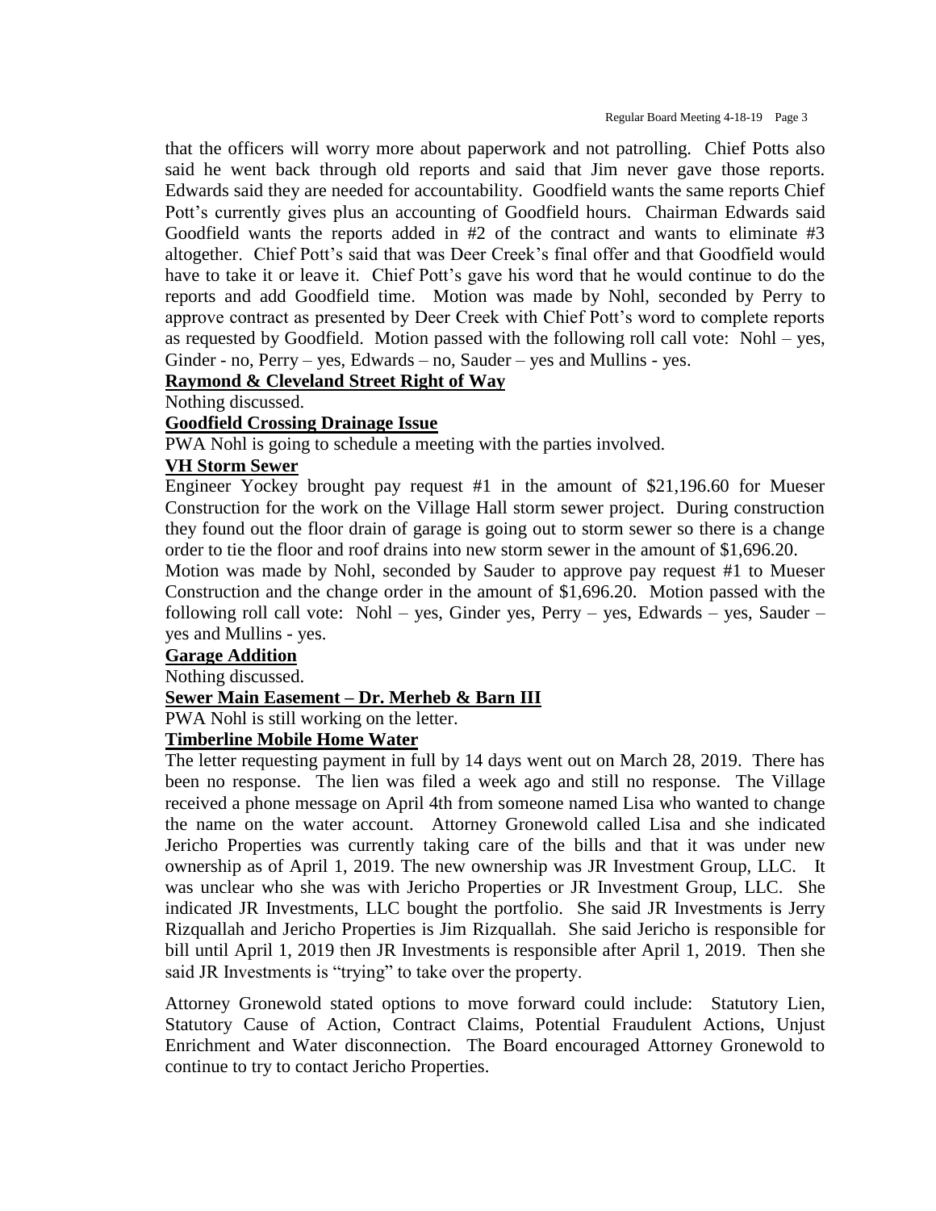that the officers will worry more about paperwork and not patrolling. Chief Potts also said he went back through old reports and said that Jim never gave those reports. Edwards said they are needed for accountability. Goodfield wants the same reports Chief Pott's currently gives plus an accounting of Goodfield hours. Chairman Edwards said Goodfield wants the reports added in #2 of the contract and wants to eliminate #3 altogether. Chief Pott's said that was Deer Creek's final offer and that Goodfield would have to take it or leave it. Chief Pott's gave his word that he would continue to do the reports and add Goodfield time. Motion was made by Nohl, seconded by Perry to approve contract as presented by Deer Creek with Chief Pott's word to complete reports as requested by Goodfield. Motion passed with the following roll call vote: Nohl – yes, Ginder - no, Perry – yes, Edwards – no, Sauder – yes and Mullins - yes.

**Raymond & Cleveland Street Right of Way**

Nothing discussed.

**Goodfield Crossing Drainage Issue**

PWA Nohl is going to schedule a meeting with the parties involved.

**VH Storm Sewer**

Engineer Yockey brought pay request #1 in the amount of $21,196.60 for Mueser Construction for the work on the Village Hall storm sewer project. During construction they found out the floor drain of garage is going out to storm sewer so there is a change order to tie the floor and roof drains into new storm sewer in the amount of $1,696.20.

Motion was made by Nohl, seconded by Sauder to approve pay request #1 to Mueser Construction and the change order in the amount of $1,696.20. Motion passed with the following roll call vote: Nohl – yes, Ginder yes, Perry – yes, Edwards – yes, Sauder – yes and Mullins - yes.

**Garage Addition**

Nothing discussed.

**Sewer Main Easement – Dr. Merheb & Barn III**

PWA Nohl is still working on the letter.

**Timberline Mobile Home Water**

The letter requesting payment in full by 14 days went out on March 28, 2019. There has been no response. The lien was filed a week ago and still no response. The Village received a phone message on April 4th from someone named Lisa who wanted to change the name on the water account. Attorney Gronewold called Lisa and she indicated Jericho Properties was currently taking care of the bills and that it was under new ownership as of April 1, 2019. The new ownership was JR Investment Group, LLC. It was unclear who she was with Jericho Properties or JR Investment Group, LLC. She indicated JR Investments, LLC bought the portfolio. She said JR Investments is Jerry Rizquallah and Jericho Properties is Jim Rizquallah. She said Jericho is responsible for bill until April 1, 2019 then JR Investments is responsible after April 1, 2019. Then she said JR Investments is "trying" to take over the property.

Attorney Gronewold stated options to move forward could include: Statutory Lien, Statutory Cause of Action, Contract Claims, Potential Fraudulent Actions, Unjust Enrichment and Water disconnection. The Board encouraged Attorney Gronewold to continue to try to contact Jericho Properties.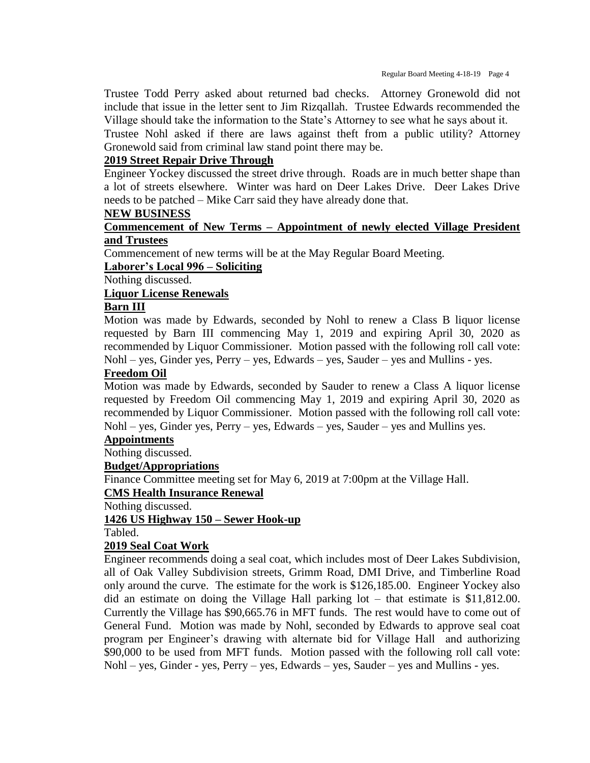Trustee Todd Perry asked about returned bad checks. Attorney Gronewold did not include that issue in the letter sent to Jim Rizqallah. Trustee Edwards recommended the Village should take the information to the State's Attorney to see what he says about it.

Trustee Nohl asked if there are laws against theft from a public utility? Attorney Gronewold said from criminal law stand point there may be.

**2019 Street Repair Drive Through**

Engineer Yockey discussed the street drive through. Roads are in much better shape than a lot of streets elsewhere. Winter was hard on Deer Lakes Drive. Deer Lakes Drive needs to be patched – Mike Carr said they have already done that.

**NEW BUSINESS**

**Commencement of New Terms – Appointment of newly elected Village President and Trustees**

Commencement of new terms will be at the May Regular Board Meeting.

**Laborer's Local 996 – Soliciting**

Nothing discussed.

**Liquor License Renewals**

**Barn III**

Motion was made by Edwards, seconded by Nohl to renew a Class B liquor license requested by Barn III commencing May 1, 2019 and expiring April 30, 2020 as recommended by Liquor Commissioner. Motion passed with the following roll call vote: Nohl – yes, Ginder yes, Perry – yes, Edwards – yes, Sauder – yes and Mullins - yes.

**Freedom Oil**

Motion was made by Edwards, seconded by Sauder to renew a Class A liquor license requested by Freedom Oil commencing May 1, 2019 and expiring April 30, 2020 as recommended by Liquor Commissioner. Motion passed with the following roll call vote: Nohl – yes, Ginder yes, Perry – yes, Edwards – yes, Sauder – yes and Mullins yes.

**Appointments**

Nothing discussed.

**Budget/Appropriations**

Finance Committee meeting set for May 6, 2019 at 7:00pm at the Village Hall.

**CMS Health Insurance Renewal**

Nothing discussed.

**1426 US Highway 150 – Sewer Hook-up**

Tabled.

**2019 Seal Coat Work**

Engineer recommends doing a seal coat, which includes most of Deer Lakes Subdivision, all of Oak Valley Subdivision streets, Grimm Road, DMI Drive, and Timberline Road only around the curve. The estimate for the work is $126,185.00. Engineer Yockey also did an estimate on doing the Village Hall parking lot – that estimate is $11,812.00. Currently the Village has $90,665.76 in MFT funds. The rest would have to come out of General Fund. Motion was made by Nohl, seconded by Edwards to approve seal coat program per Engineer's drawing with alternate bid for Village Hall and authorizing $90,000 to be used from MFT funds. Motion passed with the following roll call vote: Nohl – yes, Ginder - yes, Perry – yes, Edwards – yes, Sauder – yes and Mullins - yes.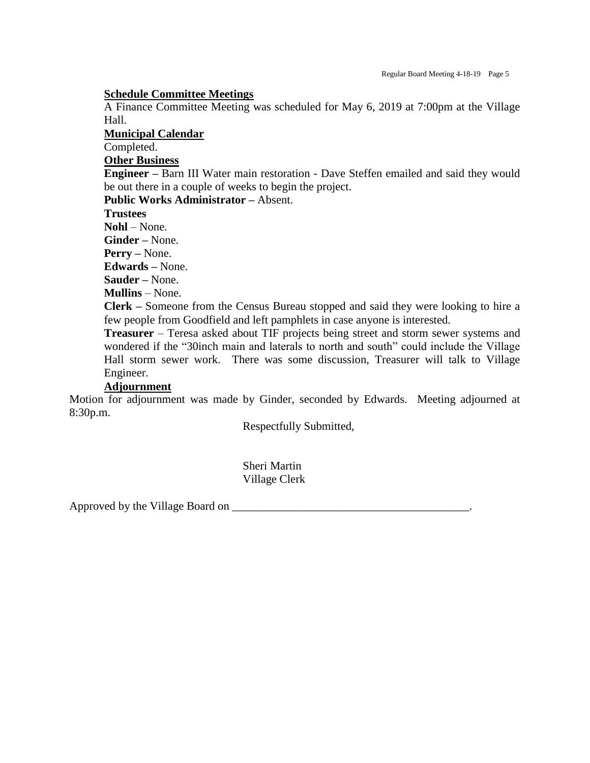**Schedule Committee Meetings**

A Finance Committee Meeting was scheduled for May 6, 2019 at 7:00pm at the Village Hall.

**Municipal Calendar**

Completed.

**Other Business**

**Engineer –** Barn III Water main restoration - Dave Steffen emailed and said they would be out there in a couple of weeks to begin the project.

**Public Works Administrator –** Absent.

**Trustees**

**Nohl** – None.

**Ginder –** None.

**Perry –** None.

**Edwards –** None.

**Sauder –** None.

**Mullins** – None.

**Clerk –** Someone from the Census Bureau stopped and said they were looking to hire a few people from Goodfield and left pamphlets in case anyone is interested.

**Treasurer** – Teresa asked about TIF projects being street and storm sewer systems and wondered if the "30inch main and laterals to north and south" could include the Village Hall storm sewer work. There was some discussion, Treasurer will talk to Village Engineer.

**Adjournment**

Motion for adjournment was made by Ginder, seconded by Edwards. Meeting adjourned at 8:30p.m.

Respectfully Submitted,

Sheri Martin
Village Clerk

Approved by the Village Board on \_\_\_\_\_\_\_\_\_\_\_\_\_\_\_\_\_\_\_\_\_\_\_\_\_\_\_\_\_\_\_\_\_\_\_\_\_\_\_\_\_.